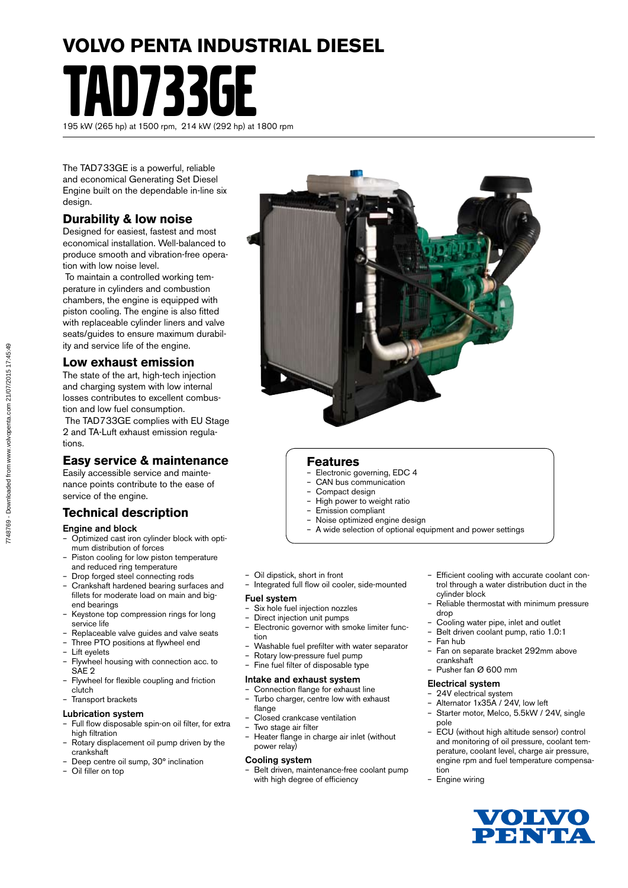# VOLVO PENTA INDUSTRIAL DIESEL

# TAD733GE

195 kW (265 hp) at 1500 rpm, 214 kW (292 hp) at 1800 rpm

The TAD733GE is a powerful, reliable and economical Generating Set Diesel Engine built on the dependable in-line six design.

## Durability & low noise

Designed for easiest, fastest and most economical installation. Well-balanced to produce smooth and vibration-free operation with low noise level.

To maintain a controlled working temperature in cylinders and combustion chambers, the engine is equipped with piston cooling. The engine is also fitted with replaceable cylinder liners and valve seats/guides to ensure maximum durability and service life of the engine.

## Low exhaust emission

The state of the art, high-tech injection and charging system with low internal losses contributes to excellent combustion and low fuel consumption.

The TAD733GE complies with EU Stage 2 and TA-Luft exhaust emission regulations.

## Easy service & maintenance

Easily accessible service and maintenance points contribute to the ease of service of the engine.

## Features

- Electronic governing, EDC 4
- CAN bus communication
- Compact design
- High power to weight ratio
- Emission compliant
- Noise optimized engine design
- A wide selection of optional equipment and power settings

## Technical description

### Engine and block

- Optimized cast iron cylinder block with optimum distribution of forces
- Piston cooling for low piston temperature and reduced ring temperature
- Drop forged steel connecting rods
- Crankshaft hardened bearing surfaces and fillets for moderate load on main and big-end bearings
- Keystone top compression rings for long service life
- Replaceable valve guides and valve seats
- Three PTO positions at flywheel end
- Lift eyelets
- Flywheel housing with connection acc. to SAE 2
- Flywheel for flexible coupling and friction clutch
- Transport brackets

### Lubrication system

- Full flow disposable spin-on oil filter, for extra high filtration
- Rotary displacement oil pump driven by the crankshaft
- Deep centre oil sump, 30° inclination
- Oil filler on top
- Oil dipstick, short in front
- Integrated full flow oil cooler, side-mounted

### Fuel system

- Six hole fuel injection nozzles
- Direct injection unit pumps
- Electronic governor with smoke limiter function
- Washable fuel prefilter with water separator
- Rotary low-pressure fuel pump
- Fine fuel filter of disposable type

### Intake and exhaust system

- Connection flange for exhaust line
- Turbo charger, centre low with exhaust flange
- Closed crankcase ventilation
- Two stage air filter
- Heater flange in charge air inlet (without power relay)

### Cooling system

- Belt driven, maintenance-free coolant pump with high degree of efficiency
- Efficient cooling with accurate coolant control through a water distribution duct in the cylinder block
- Reliable thermostat with minimum pressure drop
- Cooling water pipe, inlet and outlet
- Belt driven coolant pump, ratio 1.0:1
- Fan hub
- Fan on separate bracket 292mm above crankshaft
- Pusher fan Ø 600 mm

### Electrical system

- 24V electrical system
- Alternator 1x35A / 24V, low left
- Starter motor, Melco, 5.5kW / 24V, single pole
- ECU (without high altitude sensor) control and monitoring of oil pressure, coolant temperature, coolant level, charge air pressure, engine rpm and fuel temperature compensation
- Engine wiring

VOLVO PENTA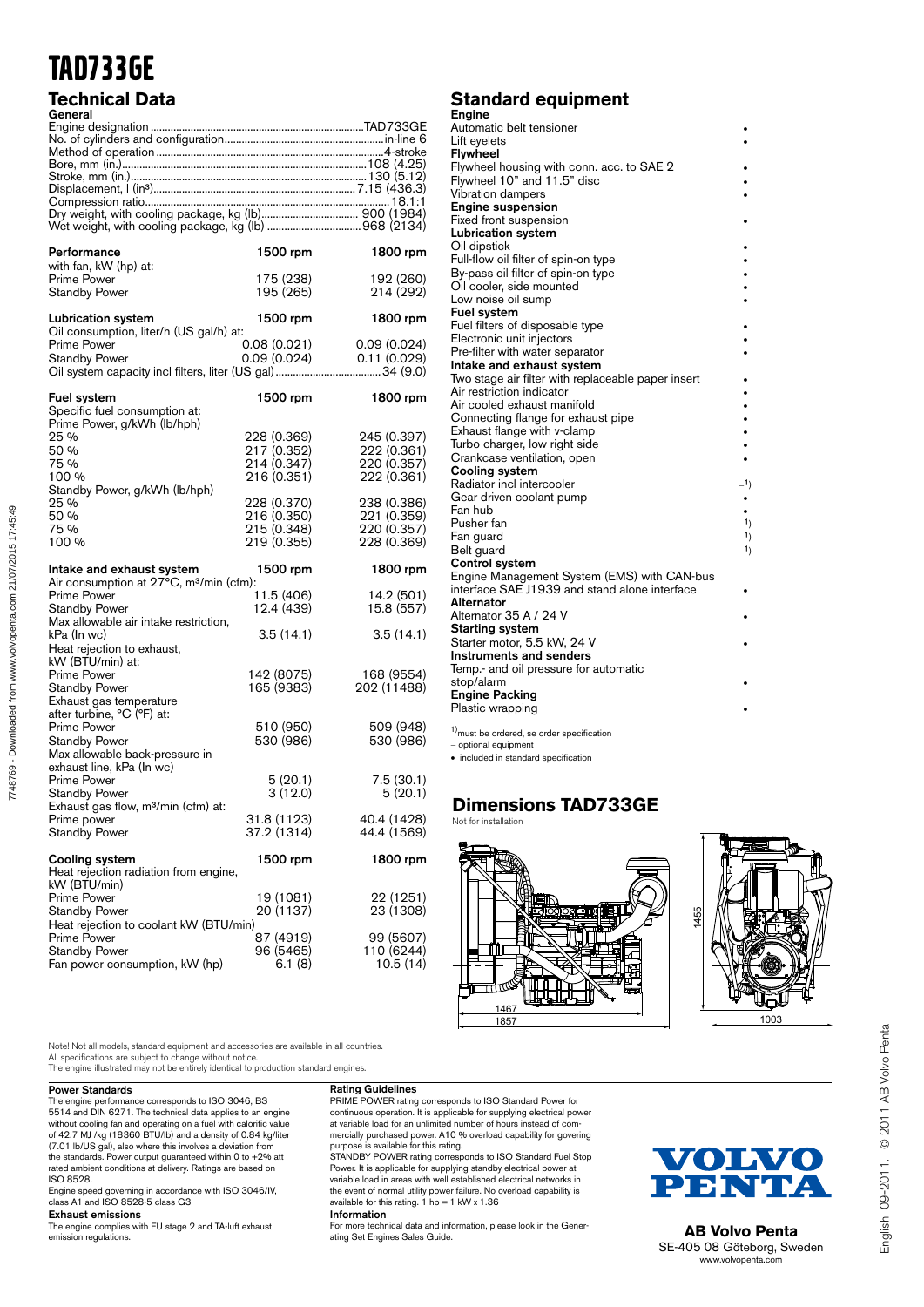# TAD733GE

## Technical Data

### General

| | |
|---|---|
| Engine designation | TAD733GE |
| No. of cylinders and configuration | in-line 6 |
| Method of operation | 4-stroke |
| Bore, mm (in.) | 108 (4.25) |
| Stroke, mm (in.) | 130 (5.12) |
| Displacement, l (in³) | 7.15 (436.3) |
| Compression ratio | 18.1:1 |
| Dry weight, with cooling package, kg (lb) | 900 (1984) |
| Wet weight, with cooling package, kg (lb) | 968 (2134) |

| Performance | 1500 rpm | 1800 rpm |
|---|---|---|
| with fan, kW (hp) at: | | |
| Prime Power | 175 (238) | 192 (260) |
| Standby Power | 195 (265) | 214 (292) |

| Lubrication system | 1500 rpm | 1800 rpm |
|---|---|---|
| Oil consumption, liter/h (US gal/h) at: | | |
| Prime Power | 0.08 (0.021) | 0.09 (0.024) |
| Standby Power | 0.09 (0.024) | 0.11 (0.029) |
| Oil system capacity incl filters, liter (US gal) | | 34 (9.0) |

| Fuel system | 1500 rpm | 1800 rpm |
|---|---|---|
| Specific fuel consumption at: | | |
| Prime Power, g/kWh (lb/hph) | | |
| 25 % | 228 (0.369) | 245 (0.397) |
| 50 % | 217 (0.352) | 222 (0.361) |
| 75 % | 214 (0.347) | 220 (0.357) |
| 100 % | 216 (0.351) | 222 (0.361) |
| Standby Power, g/kWh (lb/hph) | | |
| 25 % | 228 (0.370) | 238 (0.386) |
| 50 % | 216 (0.350) | 221 (0.359) |
| 75 % | 215 (0.348) | 220 (0.357) |
| 100 % | 219 (0.355) | 228 (0.369) |

| Intake and exhaust system | 1500 rpm | 1800 rpm |
|---|---|---|
| Air consumption at 27°C, m³/min (cfm): | | |
| Prime Power | 11.5 (406) | 14.2 (501) |
| Standby Power | 12.4 (439) | 15.8 (557) |
| Max allowable air intake restriction, kPa (In wc) | 3.5 (14.1) | 3.5 (14.1) |
| Heat rejection to exhaust, kW (BTU/min) at: | | |
| Prime Power | 142 (8075) | 168 (9554) |
| Standby Power | 165 (9383) | 202 (11488) |
| Exhaust gas temperature after turbine, °C (°F) at: | | |
| Prime Power | 510 (950) | 509 (948) |
| Standby Power | 530 (986) | 530 (986) |
| Max allowable back-pressure in exhaust line, kPa (In wc) | | |
| Prime Power | 5 (20.1) | 7.5 (30.1) |
| Standby Power | 3 (12.0) | 5 (20.1) |
| Exhaust gas flow, m³/min (cfm) at: | | |
| Prime power | 31.8 (1123) | 40.4 (1428) |
| Standby Power | 37.2 (1314) | 44.4 (1569) |

| Cooling system | 1500 rpm | 1800 rpm |
|---|---|---|
| Heat rejection radiation from engine, kW (BTU/min) | | |
| Prime Power | 19 (1081) | 22 (1251) |
| Standby Power | 20 (1137) | 23 (1308) |
| Heat rejection to coolant kW (BTU/min) | | |
| Prime Power | 87 (4919) | 99 (5607) |
| Standby Power | 96 (5465) | 110 (6244) |
| Fan power consumption, kW (hp) | 6.1 (8) | 10.5 (14) |

## Standard equipment

| | |
|---|---|
| **Engine** | |
| Automatic belt tensioner | • |
| Lift eyelets | • |
| **Flywheel** | |
| Flywheel housing with conn. acc. to SAE 2 | • |
| Flywheel 10" and 11.5" disc | • |
| Vibration dampers | • |
| **Engine suspension** | |
| Fixed front suspension | • |
| **Lubrication system** | |
| Oil dipstick | • |
| Full-flow oil filter of spin-on type | • |
| By-pass oil filter of spin-on type | • |
| Oil cooler, side mounted | • |
| Low noise oil sump | • |
| **Fuel system** | |
| Fuel filters of disposable type | • |
| Electronic unit injectors | • |
| Pre-filter with water separator | • |
| **Intake and exhaust system** | |
| Two stage air filter with replaceable paper insert | • |
| Air restriction indicator | • |
| Air cooled exhaust manifold | • |
| Connecting flange for exhaust pipe | • |
| Exhaust flange with v-clamp | • |
| Turbo charger, low right side | • |
| Crankcase ventilation, open | • |
| **Cooling system** | |
| Radiator incl intercooler | –[1] |
| Gear driven coolant pump | • |
| Fan hub | • |
| Pusher fan | –[1] |
| Fan guard | –[1] |
| Belt guard | –[1] |
| **Control system** | |
| Engine Management System (EMS) with CAN-bus interface SAE J1939 and stand alone interface | • |
| **Alternator** | |
| Alternator 35 A / 24 V | • |
| **Starting system** | |
| Starter motor, 5.5 kW, 24 V | • |
| **Instruments and senders** | |
| Temp.- and oil pressure for automatic stop/alarm | • |
| **Engine Packing** | |
| Plastic wrapping | • |

[1] must be ordered, se order specification
– optional equipment
• included in standard specification

## Dimensions TAD733GE

Not for installation

1455
1467
1857
1003

Note! Not all models, standard equipment and accessories are available in all countries.
All specifications are subject to change without notice.
The engine illustrated may not be entirely identical to production standard engines.

### Power Standards

The engine performance corresponds to ISO 3046, BS 5514 and DIN 6271. The technical data applies to an engine without cooling fan and operating on a fuel with calorific value of 42.7 MJ /kg (18360 BTU/lb) and a density of 0.84 kg/liter (7.01 lb/US gal), also where this involves a deviation from the standards. Power output guaranteed within 0 to +2% att rated ambient conditions at delivery. Ratings are based on ISO 8528.

Engine speed governing in accordance with ISO 3046/IV, class A1 and ISO 8528-5 class G3

### Exhaust emissions

The engine complies with EU stage 2 and TA-luft exhaust emission regulations.

### Rating Guidelines

PRIME POWER rating corresponds to ISO Standard Power for continuous operation. It is applicable for supplying electrical power at variable load for an unlimited number of hours instead of commercially purchased power. A10 % overload capability for governing purpose is available for this rating.

STANDBY POWER rating corresponds to ISO Standard Fuel Stop Power. It is applicable for supplying standby electrical power at variable load in areas with well established electrical networks in the event of normal utility power failure. No overload capability is available for this rating. 1 hp = 1 kW x 1.36

### Information

For more technical data and information, please look in the Generating Set Engines Sales Guide.

VOLVO PENTA

**AB Volvo Penta**
SE-405 08 Göteborg, Sweden
www.volvopenta.com

English 09-2011. © 2011 AB Volvo Penta

7748769 - Downloaded from www.volvopenta.com 21/07/2015 17:45:49